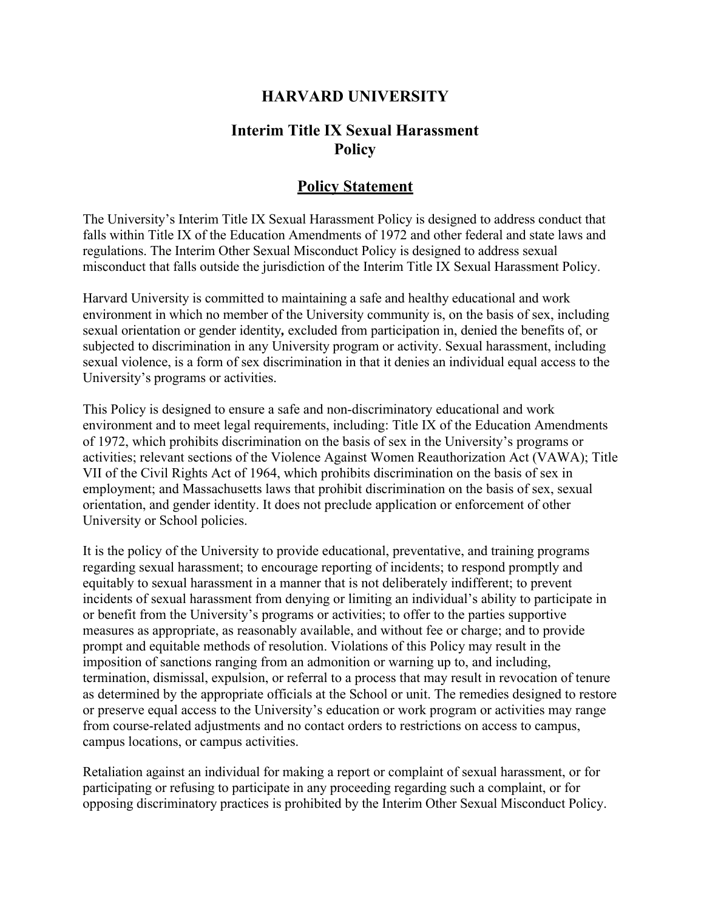# HARVARD UNIVERSITY

## Interim Title IX Sexual Harassment Policy

## Policy Statement

The University's Interim Title IX Sexual Harassment Policy is designed to address conduct that falls within Title IX of the Education Amendments of 1972 and other federal and state laws and regulations. The Interim Other Sexual Misconduct Policy is designed to address sexual misconduct that falls outside the jurisdiction of the Interim Title IX Sexual Harassment Policy.

Harvard University is committed to maintaining a safe and healthy educational and work environment in which no member of the University community is, on the basis of sex, including sexual orientation or gender identity**,** excluded from participation in, denied the benefits of, or subjected to discrimination in any University program or activity. Sexual harassment, including sexual violence, is a form of sex discrimination in that it denies an individual equal access to the University's programs or activities.

This Policy is designed to ensure a safe and non-discriminatory educational and work environment and to meet legal requirements, including: Title IX of the Education Amendments of 1972, which prohibits discrimination on the basis of sex in the University's programs or activities; relevant sections of the Violence Against Women Reauthorization Act (VAWA); Title VII of the Civil Rights Act of 1964, which prohibits discrimination on the basis of sex in employment; and Massachusetts laws that prohibit discrimination on the basis of sex, sexual orientation, and gender identity. It does not preclude application or enforcement of other University or School policies.

It is the policy of the University to provide educational, preventative, and training programs regarding sexual harassment; to encourage reporting of incidents; to respond promptly and equitably to sexual harassment in a manner that is not deliberately indifferent; to prevent incidents of sexual harassment from denying or limiting an individual's ability to participate in or benefit from the University's programs or activities; to offer to the parties supportive measures as appropriate, as reasonably available, and without fee or charge; and to provide prompt and equitable methods of resolution. Violations of this Policy may result in the imposition of sanctions ranging from an admonition or warning up to, and including, termination, dismissal, expulsion, or referral to a process that may result in revocation of tenure as determined by the appropriate officials at the School or unit. The remedies designed to restore or preserve equal access to the University's education or work program or activities may range from course-related adjustments and no contact orders to restrictions on access to campus, campus locations, or campus activities.

Retaliation against an individual for making a report or complaint of sexual harassment, or for participating or refusing to participate in any proceeding regarding such a complaint, or for opposing discriminatory practices is prohibited by the Interim Other Sexual Misconduct Policy.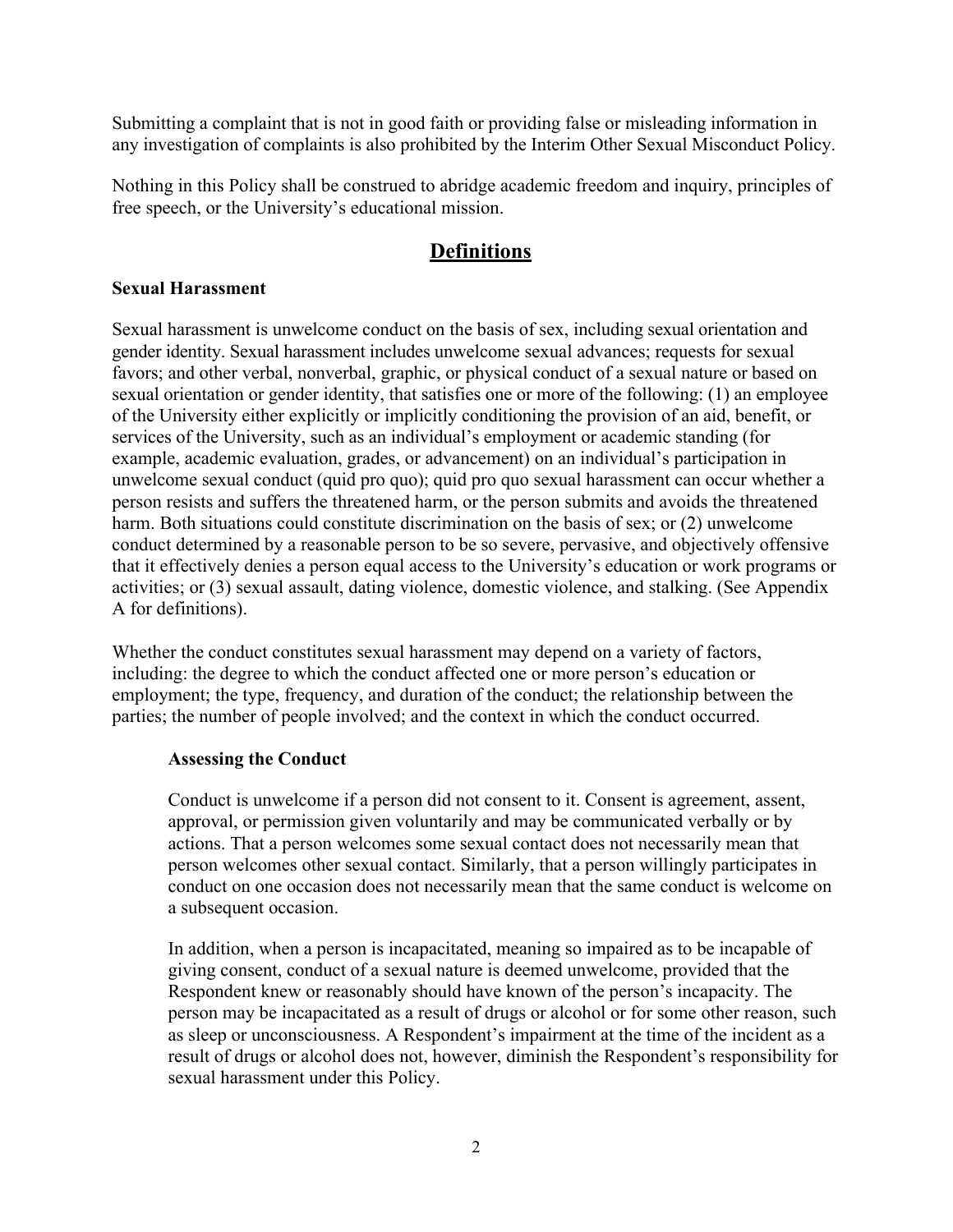Submitting a complaint that is not in good faith or providing false or misleading information in any investigation of complaints is also prohibited by the Interim Other Sexual Misconduct Policy.

Nothing in this Policy shall be construed to abridge academic freedom and inquiry, principles of free speech, or the University's educational mission.

## Definitions

### Sexual Harassment

Sexual harassment is unwelcome conduct on the basis of sex, including sexual orientation and gender identity. Sexual harassment includes unwelcome sexual advances; requests for sexual favors; and other verbal, nonverbal, graphic, or physical conduct of a sexual nature or based on sexual orientation or gender identity, that satisfies one or more of the following: (1) an employee of the University either explicitly or implicitly conditioning the provision of an aid, benefit, or services of the University, such as an individual's employment or academic standing (for example, academic evaluation, grades, or advancement) on an individual's participation in unwelcome sexual conduct (quid pro quo); quid pro quo sexual harassment can occur whether a person resists and suffers the threatened harm, or the person submits and avoids the threatened harm. Both situations could constitute discrimination on the basis of sex; or (2) unwelcome conduct determined by a reasonable person to be so severe, pervasive, and objectively offensive that it effectively denies a person equal access to the University's education or work programs or activities; or (3) sexual assault, dating violence, domestic violence, and stalking. (See Appendix A for definitions).

Whether the conduct constitutes sexual harassment may depend on a variety of factors, including: the degree to which the conduct affected one or more person's education or employment; the type, frequency, and duration of the conduct; the relationship between the parties; the number of people involved; and the context in which the conduct occurred.

#### Assessing the Conduct

Conduct is unwelcome if a person did not consent to it. Consent is agreement, assent, approval, or permission given voluntarily and may be communicated verbally or by actions. That a person welcomes some sexual contact does not necessarily mean that person welcomes other sexual contact. Similarly, that a person willingly participates in conduct on one occasion does not necessarily mean that the same conduct is welcome on a subsequent occasion.

In addition, when a person is incapacitated, meaning so impaired as to be incapable of giving consent, conduct of a sexual nature is deemed unwelcome, provided that the Respondent knew or reasonably should have known of the person's incapacity. The person may be incapacitated as a result of drugs or alcohol or for some other reason, such as sleep or unconsciousness. A Respondent's impairment at the time of the incident as a result of drugs or alcohol does not, however, diminish the Respondent's responsibility for sexual harassment under this Policy.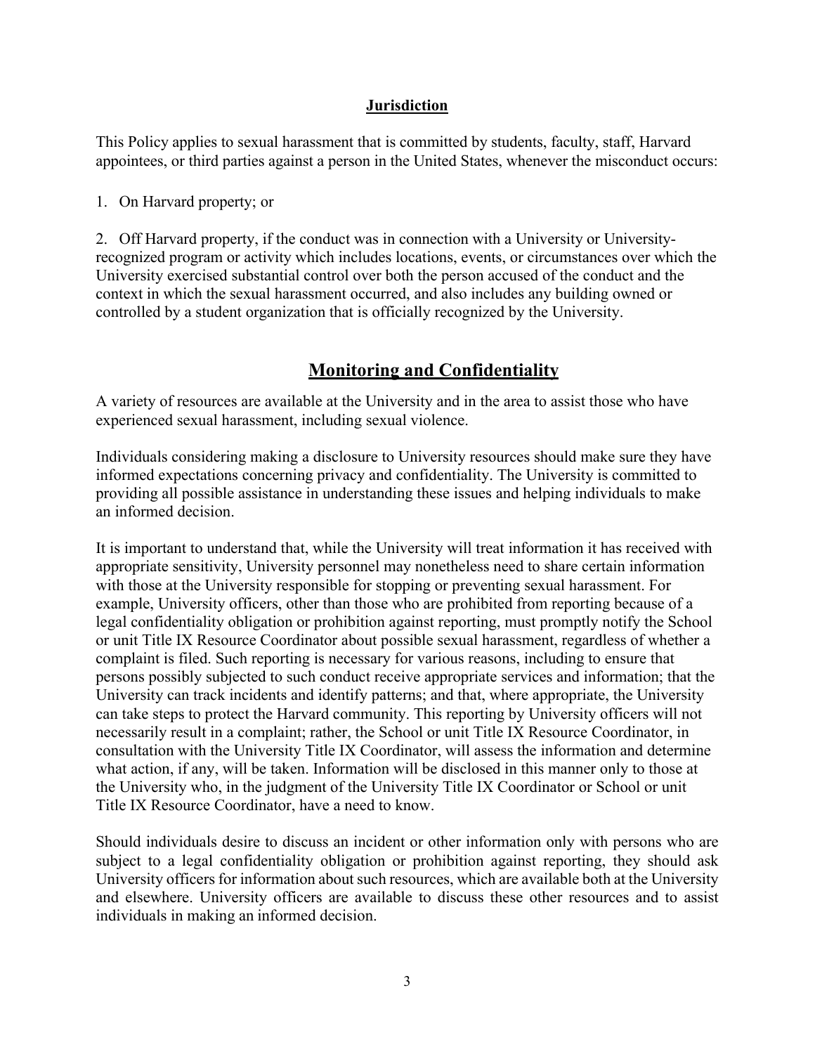### Jurisdiction

This Policy applies to sexual harassment that is committed by students, faculty, staff, Harvard appointees, or third parties against a person in the United States, whenever the misconduct occurs:

1. On Harvard property; or

2. Off Harvard property, if the conduct was in connection with a University or University-recognized program or activity which includes locations, events, or circumstances over which the University exercised substantial control over both the person accused of the conduct and the context in which the sexual harassment occurred, and also includes any building owned or controlled by a student organization that is officially recognized by the University.

## Monitoring and Confidentiality

A variety of resources are available at the University and in the area to assist those who have experienced sexual harassment, including sexual violence.

Individuals considering making a disclosure to University resources should make sure they have informed expectations concerning privacy and confidentiality. The University is committed to providing all possible assistance in understanding these issues and helping individuals to make an informed decision.

It is important to understand that, while the University will treat information it has received with appropriate sensitivity, University personnel may nonetheless need to share certain information with those at the University responsible for stopping or preventing sexual harassment. For example, University officers, other than those who are prohibited from reporting because of a legal confidentiality obligation or prohibition against reporting, must promptly notify the School or unit Title IX Resource Coordinator about possible sexual harassment, regardless of whether a complaint is filed. Such reporting is necessary for various reasons, including to ensure that persons possibly subjected to such conduct receive appropriate services and information; that the University can track incidents and identify patterns; and that, where appropriate, the University can take steps to protect the Harvard community. This reporting by University officers will not necessarily result in a complaint; rather, the School or unit Title IX Resource Coordinator, in consultation with the University Title IX Coordinator, will assess the information and determine what action, if any, will be taken. Information will be disclosed in this manner only to those at the University who, in the judgment of the University Title IX Coordinator or School or unit Title IX Resource Coordinator, have a need to know.

Should individuals desire to discuss an incident or other information only with persons who are subject to a legal confidentiality obligation or prohibition against reporting, they should ask University officers for information about such resources, which are available both at the University and elsewhere. University officers are available to discuss these other resources and to assist individuals in making an informed decision.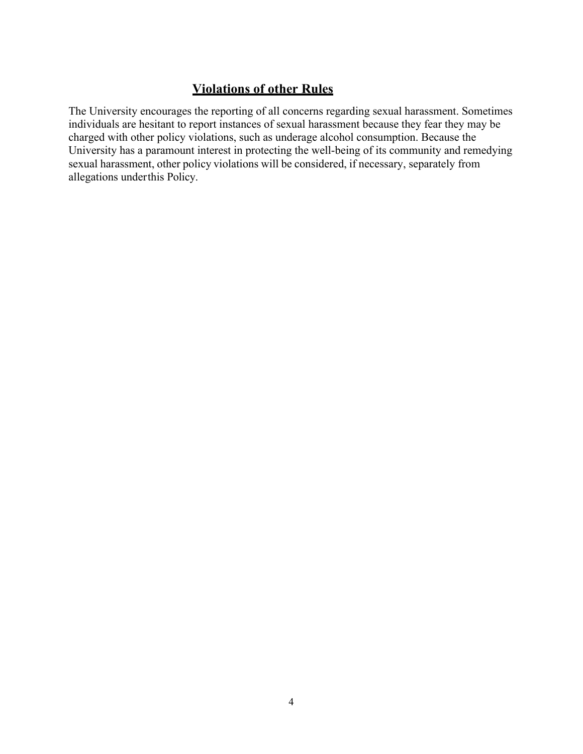## Violations of other Rules

The University encourages the reporting of all concerns regarding sexual harassment. Sometimes individuals are hesitant to report instances of sexual harassment because they fear they may be charged with other policy violations, such as underage alcohol consumption. Because the University has a paramount interest in protecting the well-being of its community and remedying sexual harassment, other policy violations will be considered, if necessary, separately from allegations under this Policy.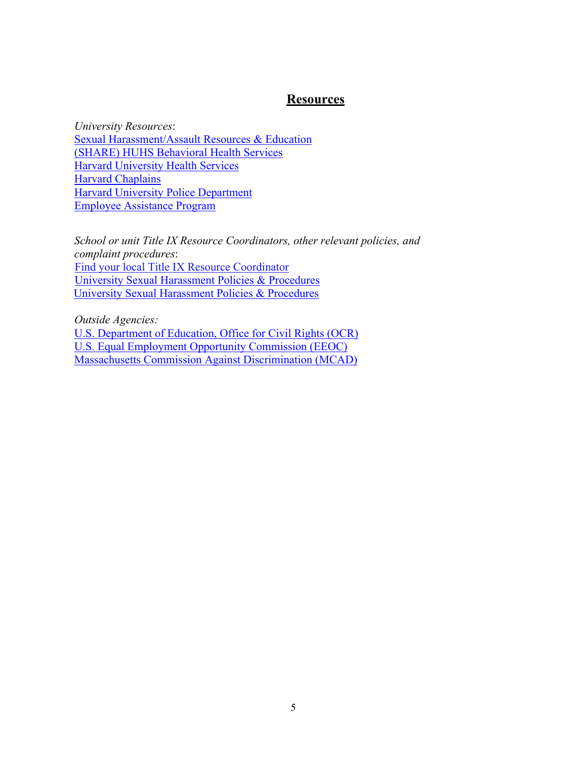## **Resources**

*University Resources*:
Sexual Harassment/Assault Resources & Education
(SHARE) HUHS Behavioral Health Services
Harvard University Health Services
Harvard Chaplains
Harvard University Police Department
Employee Assistance Program

*School or unit Title IX Resource Coordinators, other relevant policies, and complaint procedures*:
Find your local Title IX Resource Coordinator
University Sexual Harassment Policies & Procedures
University Sexual Harassment Policies & Procedures

*Outside Agencies:*
U.S. Department of Education, Office for Civil Rights (OCR)
U.S. Equal Employment Opportunity Commission (EEOC)
Massachusetts Commission Against Discrimination (MCAD)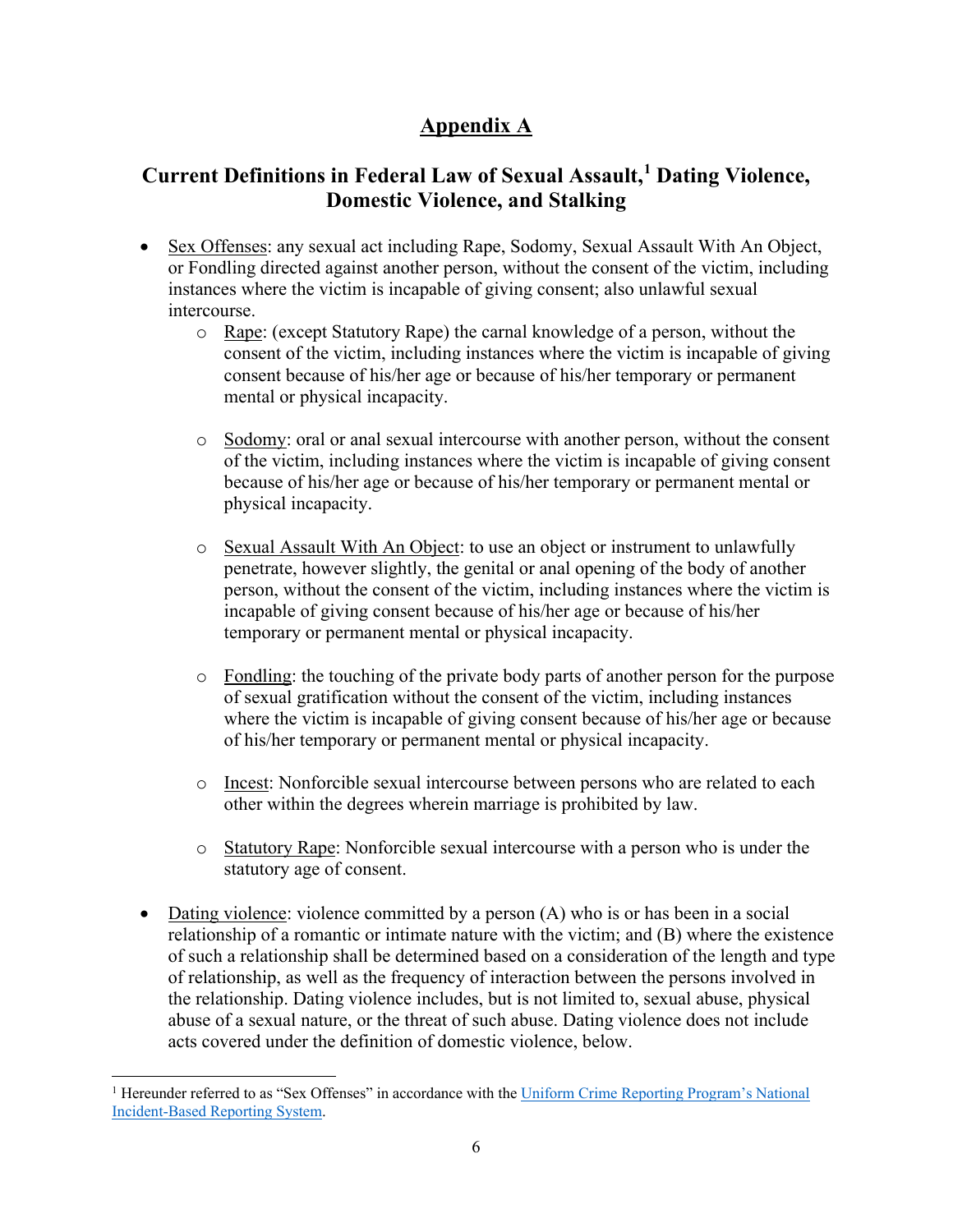# Appendix A

## Current Definitions in Federal Law of Sexual Assault,[1] Dating Violence, Domestic Violence, and Stalking

- Sex Offenses: any sexual act including Rape, Sodomy, Sexual Assault With An Object, or Fondling directed against another person, without the consent of the victim, including instances where the victim is incapable of giving consent; also unlawful sexual intercourse.
    - Rape: (except Statutory Rape) the carnal knowledge of a person, without the consent of the victim, including instances where the victim is incapable of giving consent because of his/her age or because of his/her temporary or permanent mental or physical incapacity.
    - Sodomy: oral or anal sexual intercourse with another person, without the consent of the victim, including instances where the victim is incapable of giving consent because of his/her age or because of his/her temporary or permanent mental or physical incapacity.
    - Sexual Assault With An Object: to use an object or instrument to unlawfully penetrate, however slightly, the genital or anal opening of the body of another person, without the consent of the victim, including instances where the victim is incapable of giving consent because of his/her age or because of his/her temporary or permanent mental or physical incapacity.
    - Fondling: the touching of the private body parts of another person for the purpose of sexual gratification without the consent of the victim, including instances where the victim is incapable of giving consent because of his/her age or because of his/her temporary or permanent mental or physical incapacity.
    - Incest: Nonforcible sexual intercourse between persons who are related to each other within the degrees wherein marriage is prohibited by law.
    - Statutory Rape: Nonforcible sexual intercourse with a person who is under the statutory age of consent.
- Dating violence: violence committed by a person (A) who is or has been in a social relationship of a romantic or intimate nature with the victim; and (B) where the existence of such a relationship shall be determined based on a consideration of the length and type of relationship, as well as the frequency of interaction between the persons involved in the relationship. Dating violence includes, but is not limited to, sexual abuse, physical abuse of a sexual nature, or the threat of such abuse. Dating violence does not include acts covered under the definition of domestic violence, below.

[1] Hereunder referred to as "Sex Offenses" in accordance with the Uniform Crime Reporting Program's National Incident-Based Reporting System.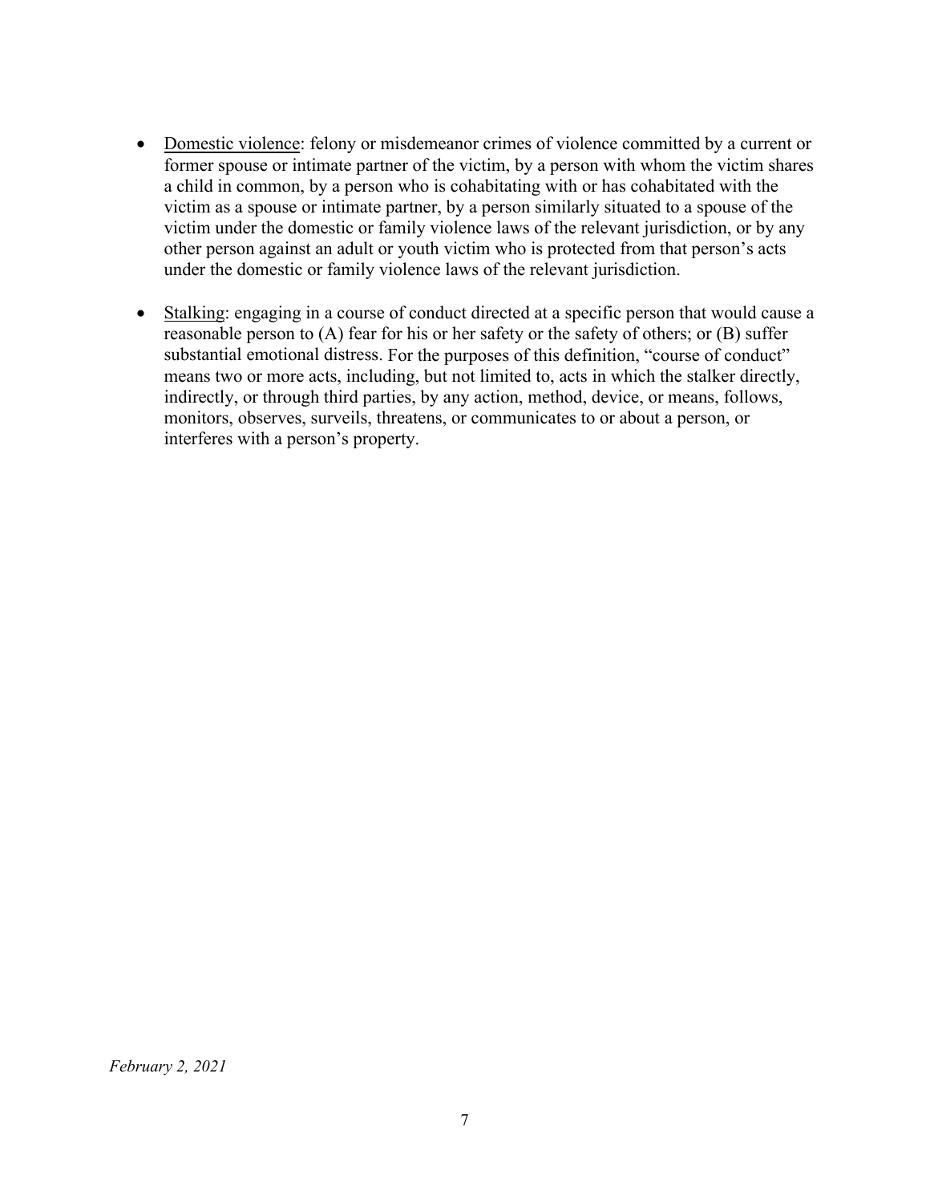- <u>Domestic violence</u>: felony or misdemeanor crimes of violence committed by a current or former spouse or intimate partner of the victim, by a person with whom the victim shares a child in common, by a person who is cohabitating with or has cohabitated with the victim as a spouse or intimate partner, by a person similarly situated to a spouse of the victim under the domestic or family violence laws of the relevant jurisdiction, or by any other person against an adult or youth victim who is protected from that person's acts under the domestic or family violence laws of the relevant jurisdiction.

- <u>Stalking</u>: engaging in a course of conduct directed at a specific person that would cause a reasonable person to (A) fear for his or her safety or the safety of others; or (B) suffer substantial emotional distress. For the purposes of this definition, "course of conduct" means two or more acts, including, but not limited to, acts in which the stalker directly, indirectly, or through third parties, by any action, method, device, or means, follows, monitors, observes, surveils, threatens, or communicates to or about a person, or interferes with a person's property.